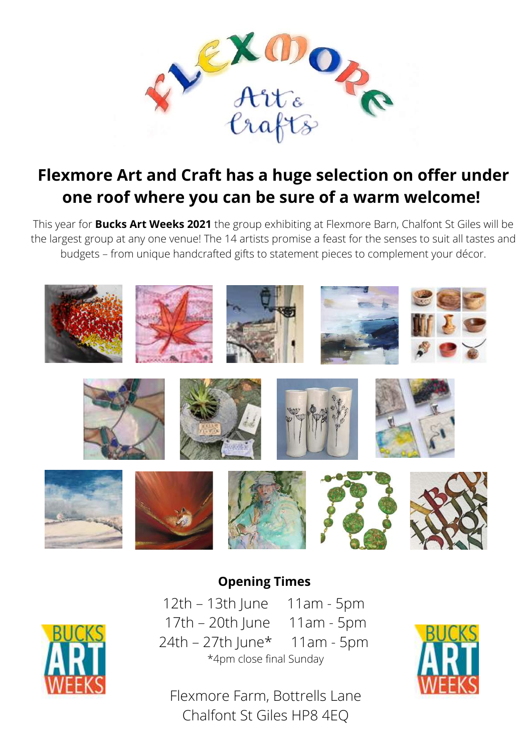# Flexmore Art & Crafts

## Flexmore Art and Craft has a huge selection on offer under one roof where you can be sure of a warm welcome!

This year for **Bucks Art Weeks 2021** the group exhibiting at Flexmore Barn, Chalfont St Giles will be the largest group at any one venue! The 14 artists promise a feast for the senses to suit all tastes and budgets – from unique handcrafted gifts to statement pieces to complement your décor.

**Opening Times**

12th – 13th June 11am - 5pm
17th – 20th June 11am - 5pm
24th – 27th June* 11am - 5pm
*4pm close final Sunday

Flexmore Farm, Bottrells Lane
Chalfont St Giles HP8 4EQ

BUCKS ART WEEKS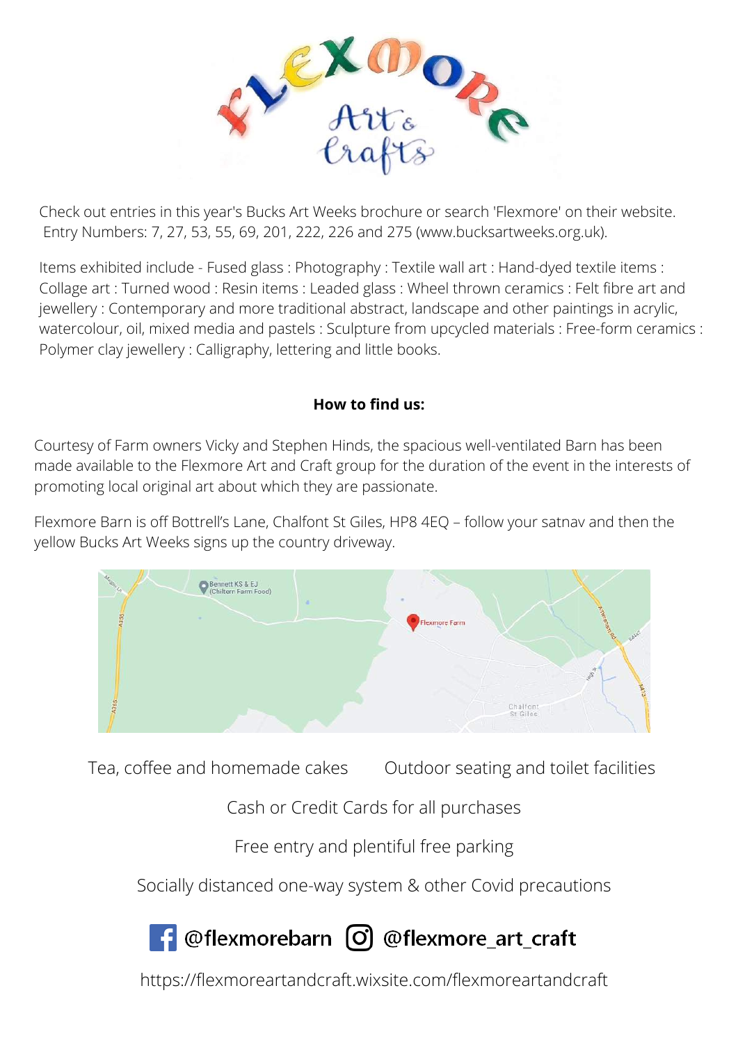# Flexmore Art & Crafts

Check out entries in this year's Bucks Art Weeks brochure or search 'Flexmore' on their website. Entry Numbers: 7, 27, 53, 55, 69, 201, 222, 226 and 275 (www.bucksartweeks.org.uk).

Items exhibited include - Fused glass : Photography : Textile wall art : Hand-dyed textile items : Collage art : Turned wood : Resin items : Leaded glass : Wheel thrown ceramics : Felt fibre art and jewellery : Contemporary and more traditional abstract, landscape and other paintings in acrylic, watercolour, oil, mixed media and pastels : Sculpture from upcycled materials : Free-form ceramics : Polymer clay jewellery : Calligraphy, lettering and little books.

**How to find us:**

Courtesy of Farm owners Vicky and Stephen Hinds, the spacious well-ventilated Barn has been made available to the Flexmore Art and Craft group for the duration of the event in the interests of promoting local original art about which they are passionate.

Flexmore Barn is off Bottrell's Lane, Chalfont St Giles, HP8 4EQ – follow your satnav and then the yellow Bucks Art Weeks signs up the country driveway.

Bennett KS & EJ (Chiltern Farm Food)
Flexmore Farm
Chalfont St Giles
A355

Tea, coffee and homemade cakes

Outdoor seating and toilet facilities

Cash or Credit Cards for all purchases

Free entry and plentiful free parking

Socially distanced one-way system & other Covid precautions

@flexmorebarn @flexmore_art_craft

https://flexmoreartandcraft.wixsite.com/flexmoreartandcraft